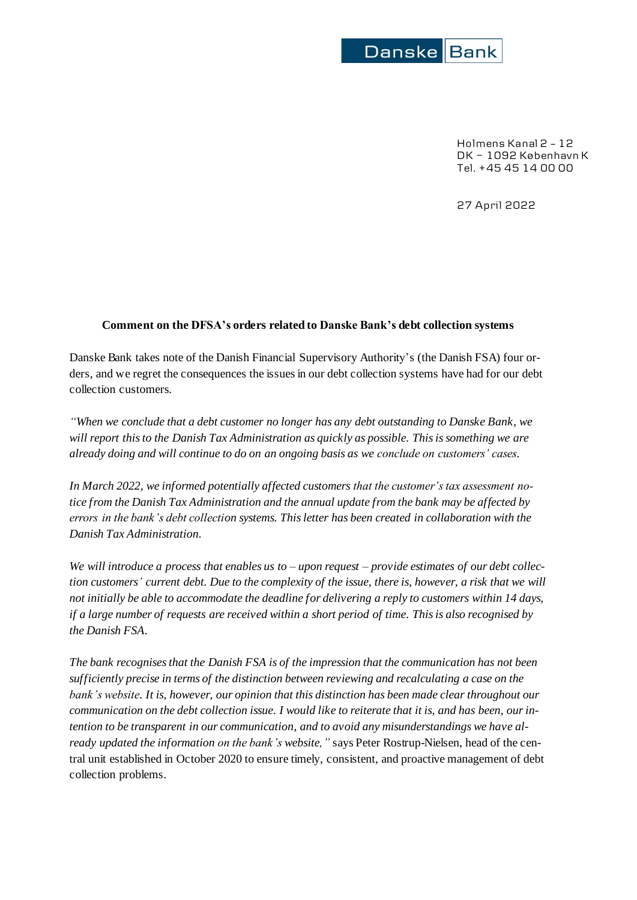Danske Bank

Holmens Kanal 2 – 12
DK – 1092 København K
Tel. +45 45 14 00 00

27 April 2022

**Comment on the DFSA's orders related to Danske Bank's debt collection systems**

Danske Bank takes note of the Danish Financial Supervisory Authority's (the Danish FSA) four orders, and we regret the consequences the issues in our debt collection systems have had for our debt collection customers.

*"When we conclude that a debt customer no longer has any debt outstanding to Danske Bank, we will report this to the Danish Tax Administration as quickly as possible. This is something we are already doing and will continue to do on an ongoing basis as we conclude on customers' cases.*

*In March 2022, we informed potentially affected customers that the customer's tax assessment notice from the Danish Tax Administration and the annual update from the bank may be affected by errors in the bank's debt collection systems. This letter has been created in collaboration with the Danish Tax Administration.*

*We will introduce a process that enables us to – upon request – provide estimates of our debt collection customers' current debt. Due to the complexity of the issue, there is, however, a risk that we will not initially be able to accommodate the deadline for delivering a reply to customers within 14 days, if a large number of requests are received within a short period of time. This is also recognised by the Danish FSA.*

*The bank recognises that the Danish FSA is of the impression that the communication has not been sufficiently precise in terms of the distinction between reviewing and recalculating a case on the bank's website. It is, however, our opinion that this distinction has been made clear throughout our communication on the debt collection issue. I would like to reiterate that it is, and has been, our intention to be transparent in our communication, and to avoid any misunderstandings we have already updated the information on the bank's website,"* says Peter Rostrup-Nielsen, head of the central unit established in October 2020 to ensure timely, consistent, and proactive management of debt collection problems.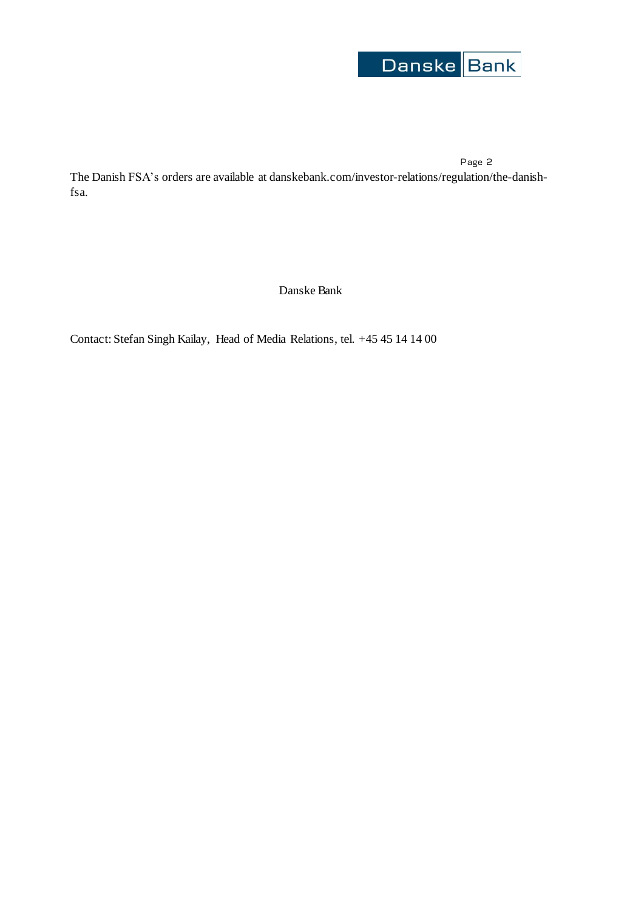The Danish FSA's orders are available at danskebank.com/investor-relations/regulation/the-danish-fsa.

Danske Bank

Contact: Stefan Singh Kailay, Head of Media Relations, tel. +45 45 14 14 00